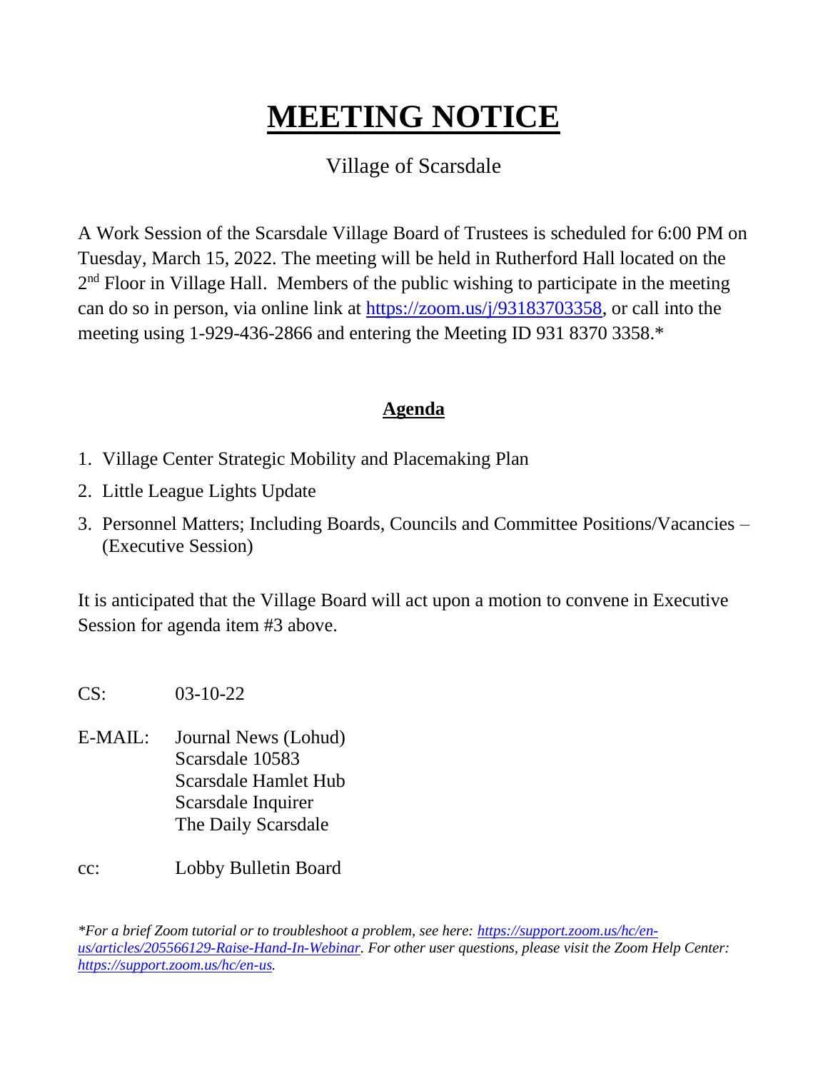# MEETING NOTICE

Village of Scarsdale

A Work Session of the Scarsdale Village Board of Trustees is scheduled for 6:00 PM on Tuesday, March 15, 2022. The meeting will be held in Rutherford Hall located on the 2nd Floor in Village Hall. Members of the public wishing to participate in the meeting can do so in person, via online link at https://zoom.us/j/93183703358, or call into the meeting using 1-929-436-2866 and entering the Meeting ID 931 8370 3358.*

## Agenda

1. Village Center Strategic Mobility and Placemaking Plan
2. Little League Lights Update
3. Personnel Matters; Including Boards, Councils and Committee Positions/Vacancies – (Executive Session)

It is anticipated that the Village Board will act upon a motion to convene in Executive Session for agenda item #3 above.

CS: 03-10-22

E-MAIL: Journal News (Lohud)
Scarsdale 10583
Scarsdale Hamlet Hub
Scarsdale Inquirer
The Daily Scarsdale

cc: Lobby Bulletin Board

*\*For a brief Zoom tutorial or to troubleshoot a problem, see here: https://support.zoom.us/hc/en-us/articles/205566129-Raise-Hand-In-Webinar. For other user questions, please visit the Zoom Help Center: https://support.zoom.us/hc/en-us.*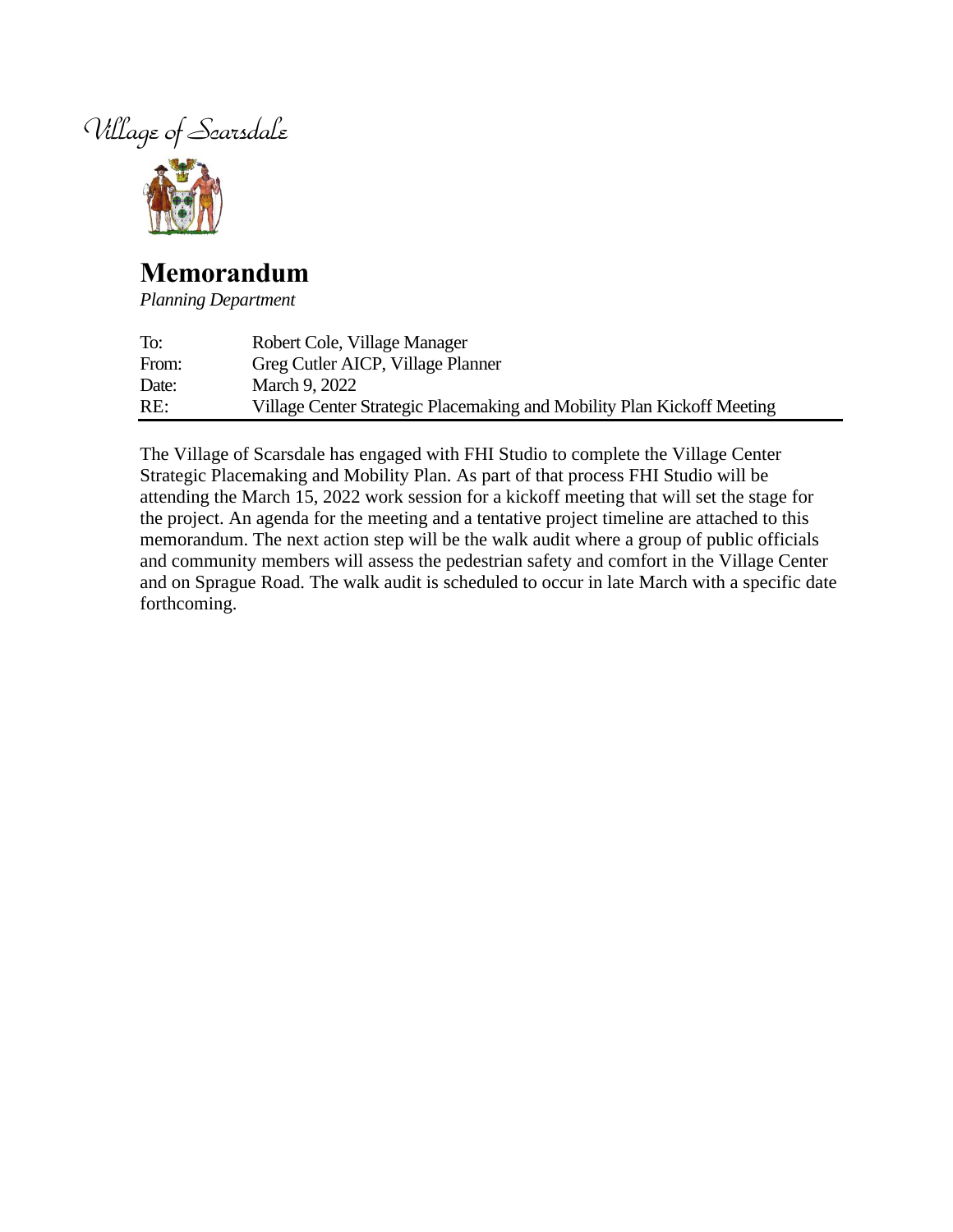Village of Scarsdale

# Memorandum

*Planning Department*

| To: | Robert Cole, Village Manager |
|---|---|
| From: | Greg Cutler AICP, Village Planner |
| Date: | March 9, 2022 |
| RE: | Village Center Strategic Placemaking and Mobility Plan Kickoff Meeting |

The Village of Scarsdale has engaged with FHI Studio to complete the Village Center Strategic Placemaking and Mobility Plan. As part of that process FHI Studio will be attending the March 15, 2022 work session for a kickoff meeting that will set the stage for the project. An agenda for the meeting and a tentative project timeline are attached to this memorandum. The next action step will be the walk audit where a group of public officials and community members will assess the pedestrian safety and comfort in the Village Center and on Sprague Road. The walk audit is scheduled to occur in late March with a specific date forthcoming.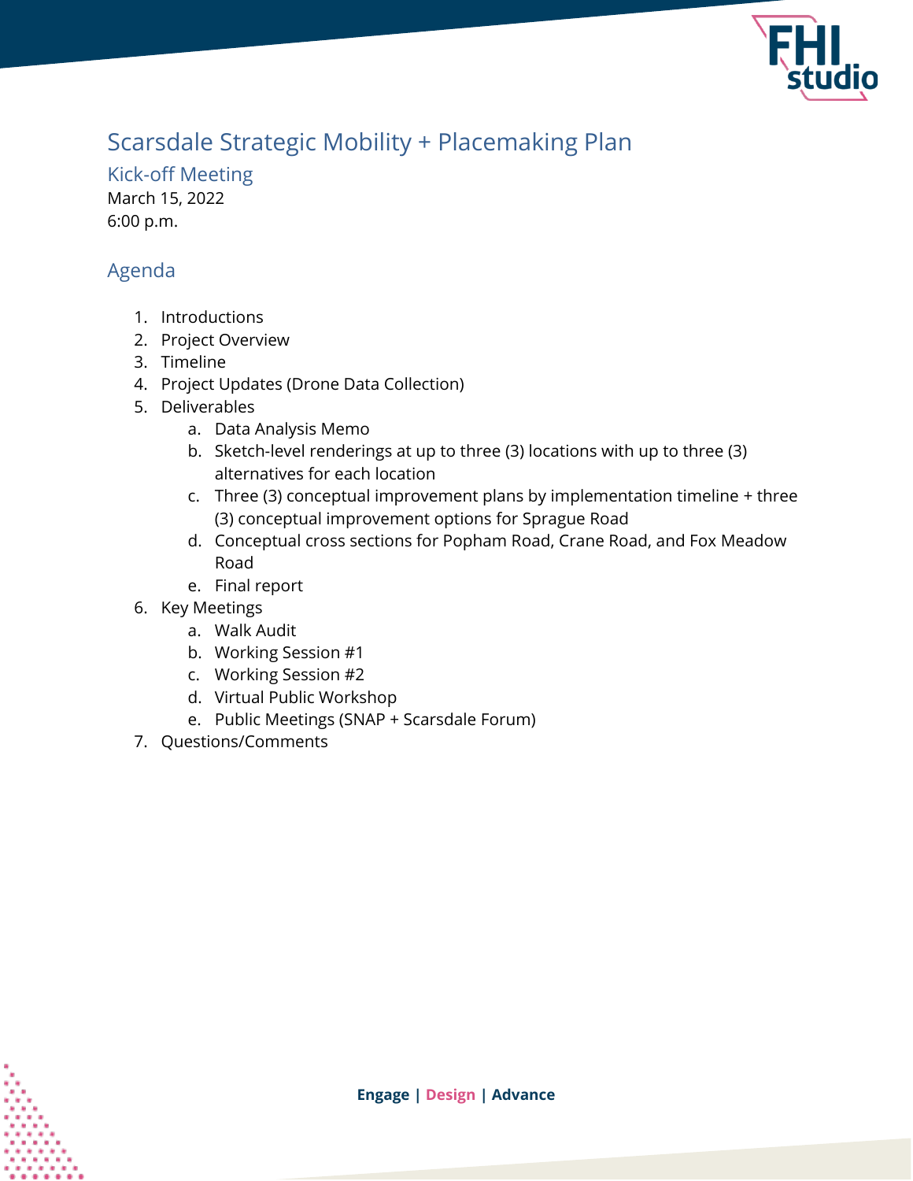# Scarsdale Strategic Mobility + Placemaking Plan

## Kick-off Meeting

March 15, 2022
6:00 p.m.

## Agenda

1. Introductions
2. Project Overview
3. Timeline
4. Project Updates (Drone Data Collection)
5. Deliverables
   a. Data Analysis Memo
   b. Sketch-level renderings at up to three (3) locations with up to three (3) alternatives for each location
   c. Three (3) conceptual improvement plans by implementation timeline + three (3) conceptual improvement options for Sprague Road
   d. Conceptual cross sections for Popham Road, Crane Road, and Fox Meadow Road
   e. Final report
6. Key Meetings
   a. Walk Audit
   b. Working Session #1
   c. Working Session #2
   d. Virtual Public Workshop
   e. Public Meetings (SNAP + Scarsdale Forum)
7. Questions/Comments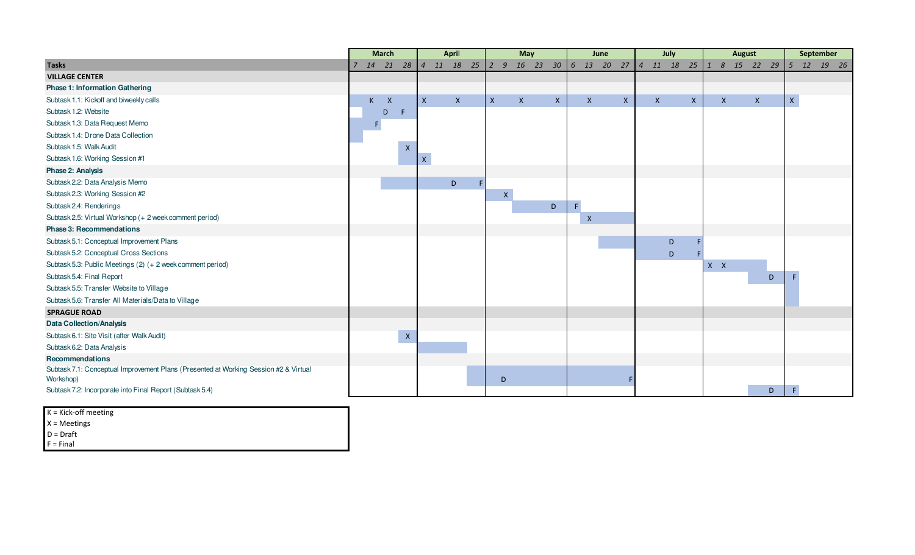| | March | | | | April | | | | May | | | | | June | | | | July | | | | August | | | | | September | | | |
|---|---|---|---|---|---|---|---|---|---|---|---|---|---|---|---|---|---|---|---|---|---|---|---|---|---|---|---|---|---|---|
| **Tasks** | 7 | 14 | 21 | 28 | 4 | 11 | 18 | 25 | 2 | 9 | 16 | 23 | 30 | 6 | 13 | 20 | 27 | 4 | 11 | 18 | 25 | 1 | 8 | 15 | 22 | 29 | 5 | 12 | 19 | 26 |
| **VILLAGE CENTER** | | | | | | | | | | | | | | | | | | | | | | | | | | | | | | |
| **Phase 1: Information Gathering** | | | | | | | | | | | | | | | | | | | | | | | | | | | | | | |
| Subtask 1.1: Kickoff and biweekly calls | | K | X | | X | | X | | X | | X | | X | | X | | X | | X | | X | | X | | X | | X | | | |
| Subtask 1.2: Website | | | D | F | | | | | | | | | | | | | | | | | | | | | | | | | | |
| Subtask 1.3: Data Request Memo | | F | | | | | | | | | | | | | | | | | | | | | | | | | | | | |
| Subtask 1.4: Drone Data Collection | | | | | | | | | | | | | | | | | | | | | | | | | | | | | | |
| Subtask 1.5: Walk Audit | | | | X | | | | | | | | | | | | | | | | | | | | | | | | | | |
| Subtask 1.6: Working Session #1 | | | | | X | | | | | | | | | | | | | | | | | | | | | | | | | |
| **Phase 2: Analysis** | | | | | | | | | | | | | | | | | | | | | | | | | | | | | | |
| Subtask 2.2: Data Analysis Memo | | | | | | | D | F | | | | | | | | | | | | | | | | | | | | | | |
| Subtask 2.3: Working Session #2 | | | | | | | | | | X | | | | | | | | | | | | | | | | | | | | |
| Subtask 2.4: Renderings | | | | | | | | | | | | | D | F | | | | | | | | | | | | | | | | |
| Subtask 2.5: Virtual Workshop (+ 2 week comment period) | | | | | | | | | | | | | | | X | | | | | | | | | | | | | | | |
| **Phase 3: Recommendations** | | | | | | | | | | | | | | | | | | | | | | | | | | | | | | |
| Subtask 5.1: Conceptual Improvement Plans | | | | | | | | | | | | | | | | | | | | D | F | | | | | | | | | |
| Subtask 5.2: Conceptual Cross Sections | | | | | | | | | | | | | | | | | | | | D | F | | | | | | | | | |
| Subtask 5.3: Public Meetings (2) (+ 2 week comment period) | | | | | | | | | | | | | | | | | | | | | | X | X | | | | | | | |
| Subtask 5.4: Final Report | | | | | | | | | | | | | | | | | | | | | | | | | | D | F | | | |
| Subtask 5.5: Transfer Website to Village | | | | | | | | | | | | | | | | | | | | | | | | | | | | | | |
| Subtask 5.6: Transfer All Materials/Data to Village | | | | | | | | | | | | | | | | | | | | | | | | | | | | | | |
| **SPRAGUE ROAD** | | | | | | | | | | | | | | | | | | | | | | | | | | | | | | |
| **Data Collection/Analysis** | | | | | | | | | | | | | | | | | | | | | | | | | | | | | | |
| Subtask 6.1: Site Visit (after Walk Audit) | | | | X | | | | | | | | | | | | | | | | | | | | | | | | | | |
| Subtask 6.2: Data Analysis | | | | | | | | | | | | | | | | | | | | | | | | | | | | | | |
| **Recommendations** | | | | | | | | | | | | | | | | | | | | | | | | | | | | | | |
| Subtask 7.1: Conceptual Improvement Plans (Presented at Working Session #2 & Virtual Workshop) | | | | | | | | | | D | | | | | | | F | | | | | | | | | | | | | |
| Subtask 7.2: Incorporate into Final Report (Subtask 5.4) | | | | | | | | | | | | | | | | | | | | | | | | | | D | F | | | |

K = Kick-off meeting
X = Meetings
D = Draft
F = Final